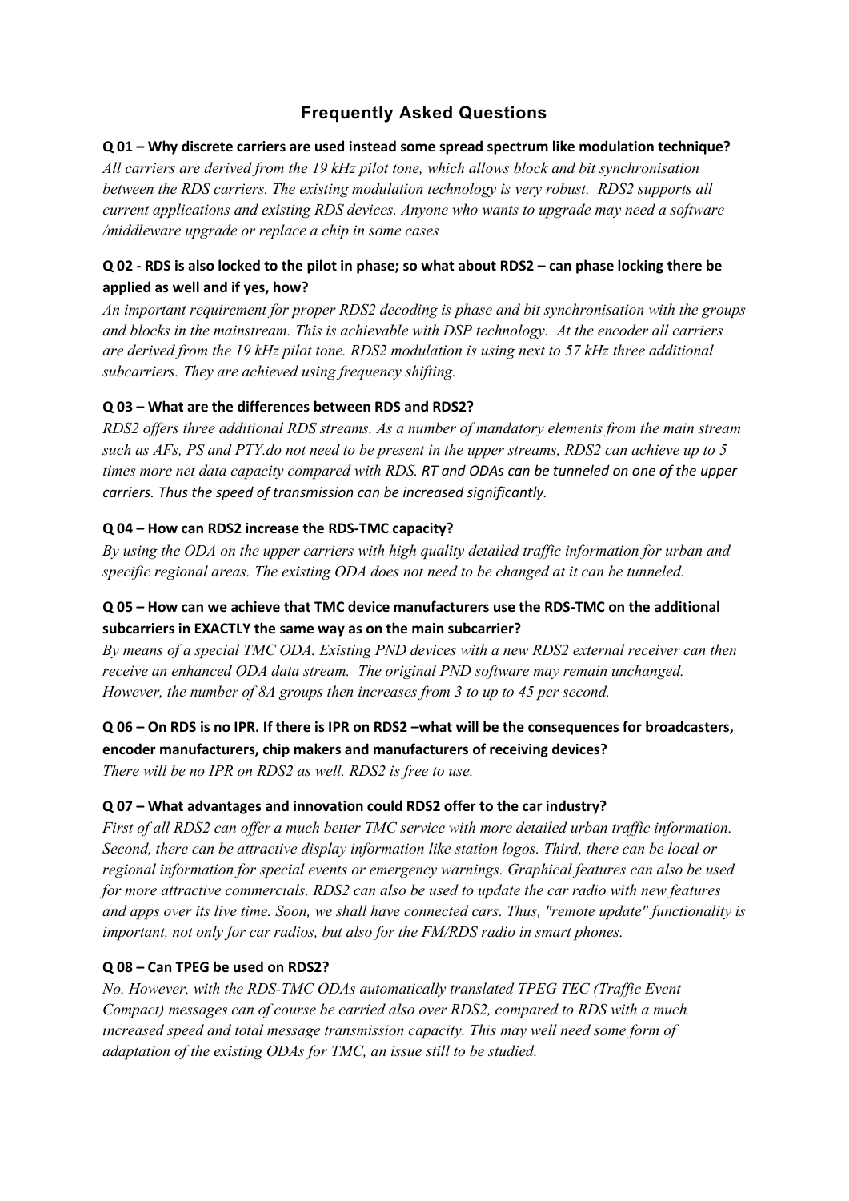## Frequently Asked Questions

**Q 01 – Why discrete carriers are used instead some spread spectrum like modulation technique?**

*All carriers are derived from the 19 kHz pilot tone, which allows block and bit synchronisation between the RDS carriers. The existing modulation technology is very robust. RDS2 supports all current applications and existing RDS devices. Anyone who wants to upgrade may need a software /middleware upgrade or replace a chip in some cases*

**Q 02 - RDS is also locked to the pilot in phase; so what about RDS2 – can phase locking there be applied as well and if yes, how?**

*An important requirement for proper RDS2 decoding is phase and bit synchronisation with the groups and blocks in the mainstream. This is achievable with DSP technology. At the encoder all carriers are derived from the 19 kHz pilot tone. RDS2 modulation is using next to 57 kHz three additional subcarriers. They are achieved using frequency shifting.*

**Q 03 – What are the differences between RDS and RDS2?**

*RDS2 offers three additional RDS streams. As a number of mandatory elements from the main stream such as AFs, PS and PTY.do not need to be present in the upper streams, RDS2 can achieve up to 5 times more net data capacity compared with RDS. RT and ODAs can be tunneled on one of the upper carriers. Thus the speed of transmission can be increased significantly.*

**Q 04 – How can RDS2 increase the RDS-TMC capacity?**

*By using the ODA on the upper carriers with high quality detailed traffic information for urban and specific regional areas. The existing ODA does not need to be changed at it can be tunneled.*

**Q 05 – How can we achieve that TMC device manufacturers use the RDS-TMC on the additional subcarriers in EXACTLY the same way as on the main subcarrier?**

*By means of a special TMC ODA. Existing PND devices with a new RDS2 external receiver can then receive an enhanced ODA data stream. The original PND software may remain unchanged. However, the number of 8A groups then increases from 3 to up to 45 per second.*

**Q 06 – On RDS is no IPR. If there is IPR on RDS2 –what will be the consequences for broadcasters, encoder manufacturers, chip makers and manufacturers of receiving devices?**

*There will be no IPR on RDS2 as well. RDS2 is free to use.*

**Q 07 – What advantages and innovation could RDS2 offer to the car industry?**

*First of all RDS2 can offer a much better TMC service with more detailed urban traffic information. Second, there can be attractive display information like station logos. Third, there can be local or regional information for special events or emergency warnings. Graphical features can also be used for more attractive commercials. RDS2 can also be used to update the car radio with new features and apps over its live time. Soon, we shall have connected cars. Thus, "remote update" functionality is important, not only for car radios, but also for the FM/RDS radio in smart phones.*

**Q 08 – Can TPEG be used on RDS2?**

*No. However, with the RDS-TMC ODAs automatically translated TPEG TEC (Traffic Event Compact) messages can of course be carried also over RDS2, compared to RDS with a much increased speed and total message transmission capacity. This may well need some form of adaptation of the existing ODAs for TMC, an issue still to be studied.*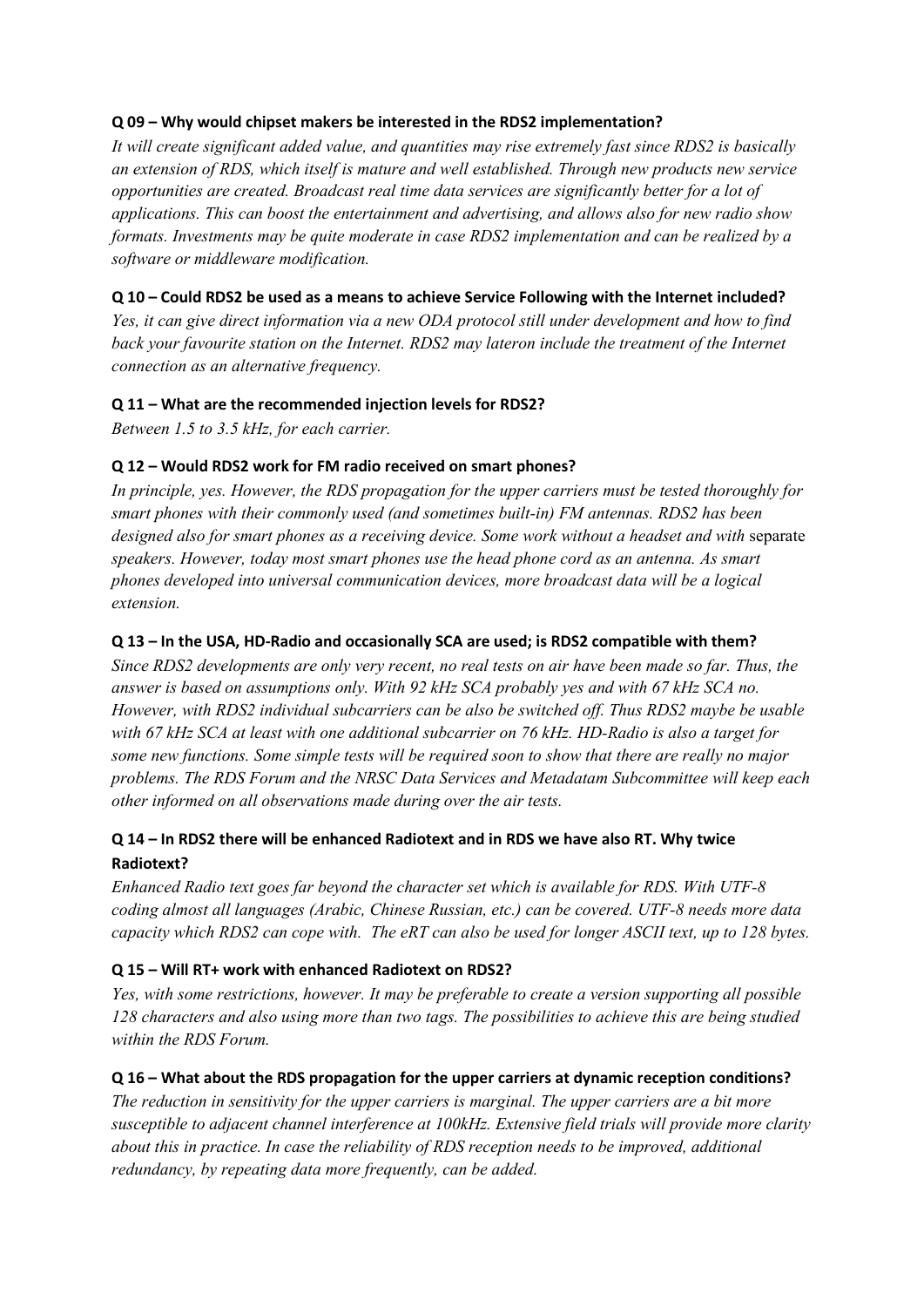**Q 09 – Why would chipset makers be interested in the RDS2 implementation?**

*It will create significant added value, and quantities may rise extremely fast since RDS2 is basically an extension of RDS, which itself is mature and well established. Through new products new service opportunities are created. Broadcast real time data services are significantly better for a lot of applications. This can boost the entertainment and advertising, and allows also for new radio show formats. Investments may be quite moderate in case RDS2 implementation and can be realized by a software or middleware modification.*

**Q 10 – Could RDS2 be used as a means to achieve Service Following with the Internet included?**

*Yes, it can give direct information via a new ODA protocol still under development and how to find back your favourite station on the Internet. RDS2 may lateron include the treatment of the Internet connection as an alternative frequency.*

**Q 11 – What are the recommended injection levels for RDS2?**

*Between 1.5 to 3.5 kHz, for each carrier.*

**Q 12 – Would RDS2 work for FM radio received on smart phones?**

*In principle, yes. However, the RDS propagation for the upper carriers must be tested thoroughly for smart phones with their commonly used (and sometimes built-in) FM antennas. RDS2 has been designed also for smart phones as a receiving device. Some work without a headset and with* separate *speakers. However, today most smart phones use the head phone cord as an antenna. As smart phones developed into universal communication devices, more broadcast data will be a logical extension.*

**Q 13 – In the USA, HD-Radio and occasionally SCA are used; is RDS2 compatible with them?**

*Since RDS2 developments are only very recent, no real tests on air have been made so far. Thus, the answer is based on assumptions only. With 92 kHz SCA probably yes and with 67 kHz SCA no. However, with RDS2 individual subcarriers can be also be switched off. Thus RDS2 maybe be usable with 67 kHz SCA at least with one additional subcarrier on 76 kHz. HD-Radio is also a target for some new functions. Some simple tests will be required soon to show that there are really no major problems. The RDS Forum and the NRSC Data Services and Metadatam Subcommittee will keep each other informed on all observations made during over the air tests.*

**Q 14 – In RDS2 there will be enhanced Radiotext and in RDS we have also RT. Why twice Radiotext?**

*Enhanced Radio text goes far beyond the character set which is available for RDS. With UTF-8 coding almost all languages (Arabic, Chinese Russian, etc.) can be covered. UTF-8 needs more data capacity which RDS2 can cope with. The eRT can also be used for longer ASCII text, up to 128 bytes.*

**Q 15 – Will RT+ work with enhanced Radiotext on RDS2?**

*Yes, with some restrictions, however. It may be preferable to create a version supporting all possible 128 characters and also using more than two tags. The possibilities to achieve this are being studied within the RDS Forum.*

**Q 16 – What about the RDS propagation for the upper carriers at dynamic reception conditions?**

*The reduction in sensitivity for the upper carriers is marginal. The upper carriers are a bit more susceptible to adjacent channel interference at 100kHz. Extensive field trials will provide more clarity about this in practice. In case the reliability of RDS reception needs to be improved, additional redundancy, by repeating data more frequently, can be added.*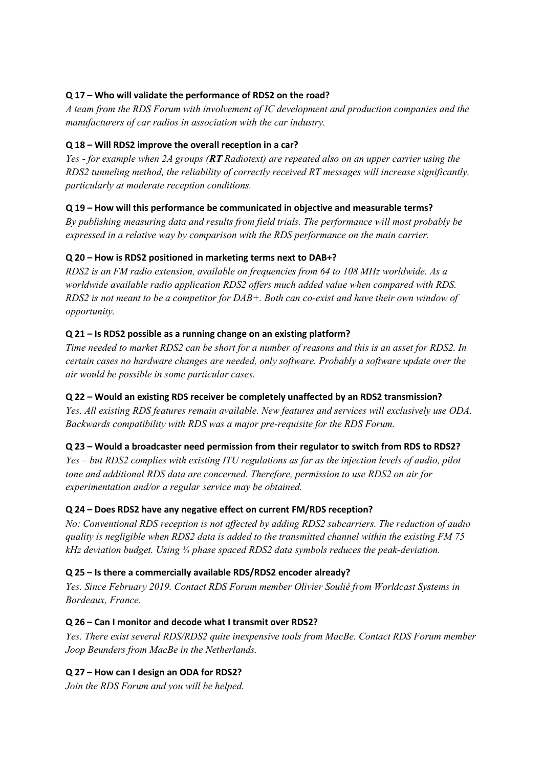**Q 17 – Who will validate the performance of RDS2 on the road?**

*A team from the RDS Forum with involvement of IC development and production companies and the manufacturers of car radios in association with the car industry.*

**Q 18 – Will RDS2 improve the overall reception in a car?**

*Yes - for example when 2A groups (**RT** Radiotext) are repeated also on an upper carrier using the RDS2 tunneling method, the reliability of correctly received RT messages will increase significantly, particularly at moderate reception conditions.*

**Q 19 – How will this performance be communicated in objective and measurable terms?**

*By publishing measuring data and results from field trials. The performance will most probably be expressed in a relative way by comparison with the RDS performance on the main carrier.*

**Q 20 – How is RDS2 positioned in marketing terms next to DAB+?**

*RDS2 is an FM radio extension, available on frequencies from 64 to 108 MHz worldwide. As a worldwide available radio application RDS2 offers much added value when compared with RDS. RDS2 is not meant to be a competitor for DAB+. Both can co-exist and have their own window of opportunity.*

**Q 21 – Is RDS2 possible as a running change on an existing platform?**

*Time needed to market RDS2 can be short for a number of reasons and this is an asset for RDS2. In certain cases no hardware changes are needed, only software. Probably a software update over the air would be possible in some particular cases.*

**Q 22 – Would an existing RDS receiver be completely unaffected by an RDS2 transmission?**

*Yes. All existing RDS features remain available. New features and services will exclusively use ODA. Backwards compatibility with RDS was a major pre-requisite for the RDS Forum.*

**Q 23 – Would a broadcaster need permission from their regulator to switch from RDS to RDS2?**

*Yes – but RDS2 complies with existing ITU regulations as far as the injection levels of audio, pilot tone and additional RDS data are concerned. Therefore, permission to use RDS2 on air for experimentation and/or a regular service may be obtained.*

**Q 24 – Does RDS2 have any negative effect on current FM/RDS reception?**

*No: Conventional RDS reception is not affected by adding RDS2 subcarriers. The reduction of audio quality is negligible when RDS2 data is added to the transmitted channel within the existing FM 75 kHz deviation budget. Using ¼ phase spaced RDS2 data symbols reduces the peak-deviation.*

**Q 25 – Is there a commercially available RDS/RDS2 encoder already?**

*Yes. Since February 2019. Contact RDS Forum member Olivier Soulié from Worldcast Systems in Bordeaux, France.*

**Q 26 – Can I monitor and decode what I transmit over RDS2?**

*Yes. There exist several RDS/RDS2 quite inexpensive tools from MacBe. Contact RDS Forum member Joop Beunders from MacBe in the Netherlands.*

**Q 27 – How can I design an ODA for RDS2?**

*Join the RDS Forum and you will be helped.*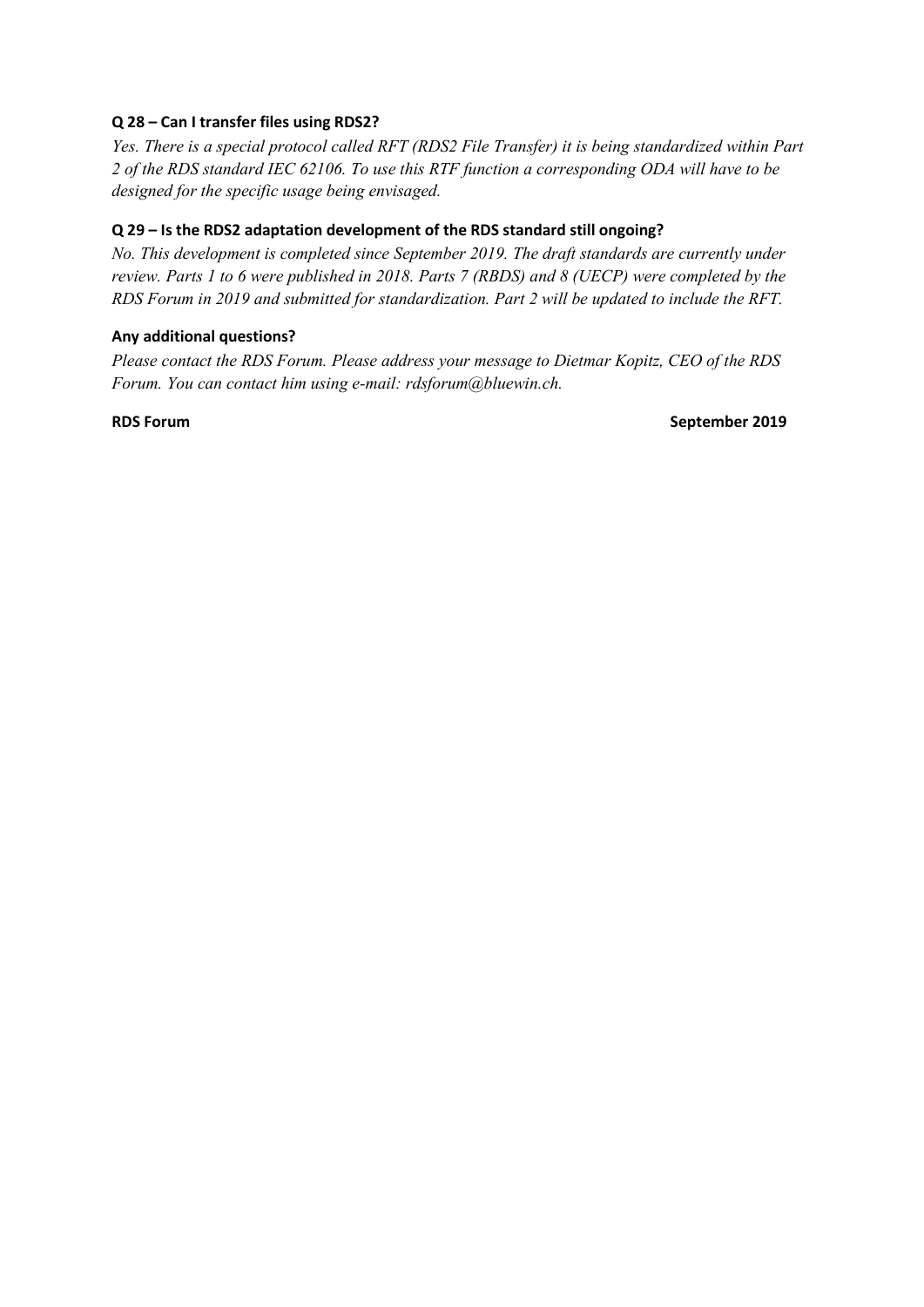### Q 28 – Can I transfer files using RDS2?

*Yes. There is a special protocol called RFT (RDS2 File Transfer) it is being standardized within Part 2 of the RDS standard IEC 62106. To use this RTF function a corresponding ODA will have to be designed for the specific usage being envisaged.*

### Q 29 – Is the RDS2 adaptation development of the RDS standard still ongoing?

*No. This development is completed since September 2019. The draft standards are currently under review. Parts 1 to 6 were published in 2018. Parts 7 (RBDS) and 8 (UECP) were completed by the RDS Forum in 2019 and submitted for standardization. Part 2 will be updated to include the RFT.*

### Any additional questions?

*Please contact the RDS Forum. Please address your message to Dietmar Kopitz, CEO of the RDS Forum. You can contact him using e-mail: rdsforum@bluewin.ch.*

**RDS Forum** **September 2019**